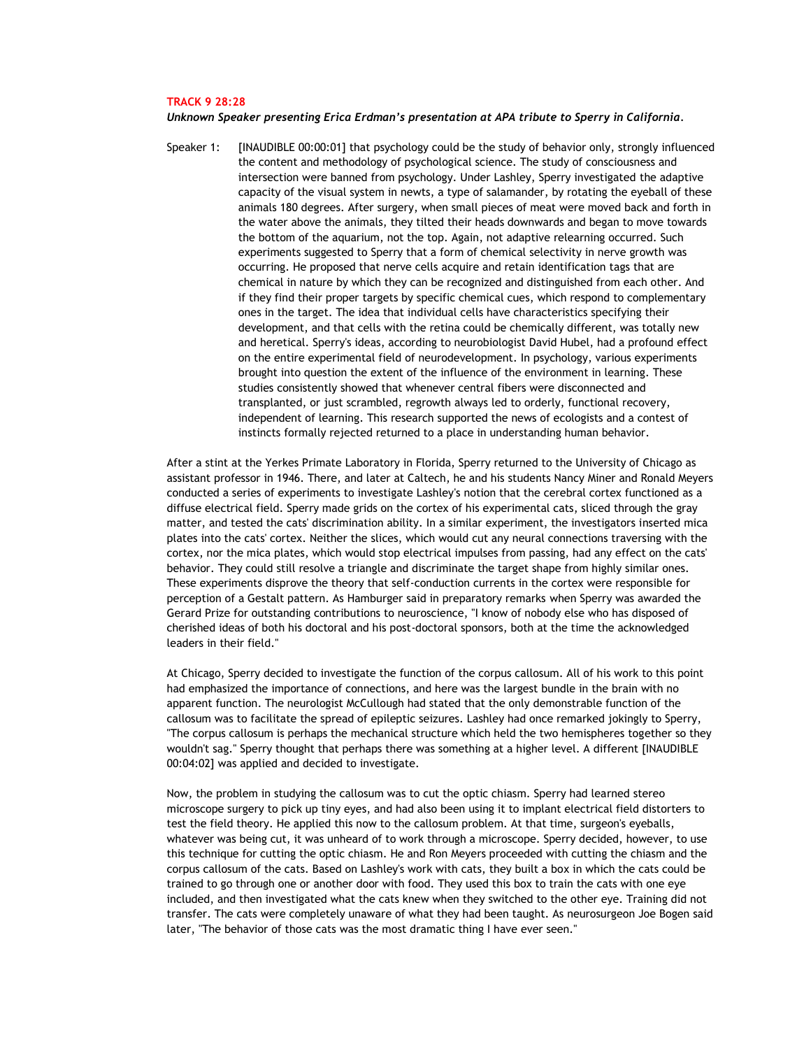**TRACK 9 28:28**

***Unknown Speaker presenting Erica Erdman's presentation at APA tribute to Sperry in California.***

Speaker 1: [INAUDIBLE 00:00:01] that psychology could be the study of behavior only, strongly influenced the content and methodology of psychological science. The study of consciousness and intersection were banned from psychology. Under Lashley, Sperry investigated the adaptive capacity of the visual system in newts, a type of salamander, by rotating the eyeball of these animals 180 degrees. After surgery, when small pieces of meat were moved back and forth in the water above the animals, they tilted their heads downwards and began to move towards the bottom of the aquarium, not the top. Again, not adaptive relearning occurred. Such experiments suggested to Sperry that a form of chemical selectivity in nerve growth was occurring. He proposed that nerve cells acquire and retain identification tags that are chemical in nature by which they can be recognized and distinguished from each other. And if they find their proper targets by specific chemical cues, which respond to complementary ones in the target. The idea that individual cells have characteristics specifying their development, and that cells with the retina could be chemically different, was totally new and heretical. Sperry's ideas, according to neurobiologist David Hubel, had a profound effect on the entire experimental field of neurodevelopment. In psychology, various experiments brought into question the extent of the influence of the environment in learning. These studies consistently showed that whenever central fibers were disconnected and transplanted, or just scrambled, regrowth always led to orderly, functional recovery, independent of learning. This research supported the news of ecologists and a contest of instincts formally rejected returned to a place in understanding human behavior.

After a stint at the Yerkes Primate Laboratory in Florida, Sperry returned to the University of Chicago as assistant professor in 1946. There, and later at Caltech, he and his students Nancy Miner and Ronald Meyers conducted a series of experiments to investigate Lashley's notion that the cerebral cortex functioned as a diffuse electrical field. Sperry made grids on the cortex of his experimental cats, sliced through the gray matter, and tested the cats' discrimination ability. In a similar experiment, the investigators inserted mica plates into the cats' cortex. Neither the slices, which would cut any neural connections traversing with the cortex, nor the mica plates, which would stop electrical impulses from passing, had any effect on the cats' behavior. They could still resolve a triangle and discriminate the target shape from highly similar ones. These experiments disprove the theory that self-conduction currents in the cortex were responsible for perception of a Gestalt pattern. As Hamburger said in preparatory remarks when Sperry was awarded the Gerard Prize for outstanding contributions to neuroscience, "I know of nobody else who has disposed of cherished ideas of both his doctoral and his post-doctoral sponsors, both at the time the acknowledged leaders in their field."

At Chicago, Sperry decided to investigate the function of the corpus callosum. All of his work to this point had emphasized the importance of connections, and here was the largest bundle in the brain with no apparent function. The neurologist McCullough had stated that the only demonstrable function of the callosum was to facilitate the spread of epileptic seizures. Lashley had once remarked jokingly to Sperry, "The corpus callosum is perhaps the mechanical structure which held the two hemispheres together so they wouldn't sag." Sperry thought that perhaps there was something at a higher level. A different [INAUDIBLE 00:04:02] was applied and decided to investigate.

Now, the problem in studying the callosum was to cut the optic chiasm. Sperry had learned stereo microscope surgery to pick up tiny eyes, and had also been using it to implant electrical field distorters to test the field theory. He applied this now to the callosum problem. At that time, surgeon's eyeballs, whatever was being cut, it was unheard of to work through a microscope. Sperry decided, however, to use this technique for cutting the optic chiasm. He and Ron Meyers proceeded with cutting the chiasm and the corpus callosum of the cats. Based on Lashley's work with cats, they built a box in which the cats could be trained to go through one or another door with food. They used this box to train the cats with one eye included, and then investigated what the cats knew when they switched to the other eye. Training did not transfer. The cats were completely unaware of what they had been taught. As neurosurgeon Joe Bogen said later, "The behavior of those cats was the most dramatic thing I have ever seen."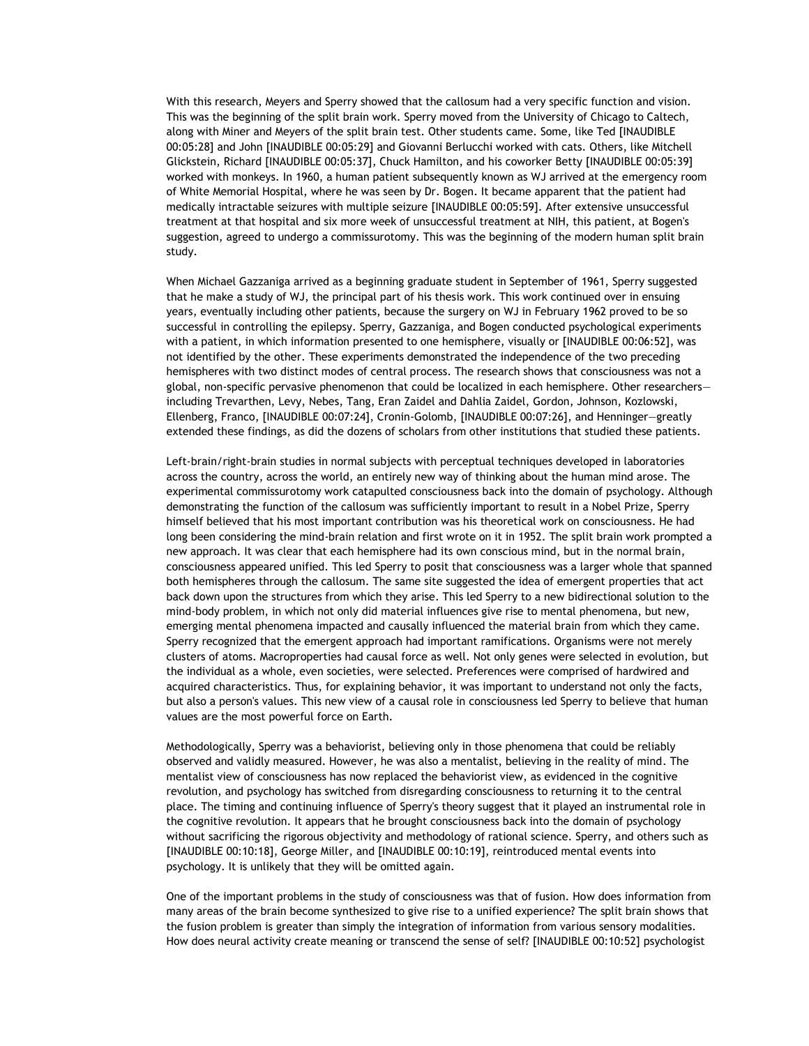With this research, Meyers and Sperry showed that the callosum had a very specific function and vision. This was the beginning of the split brain work. Sperry moved from the University of Chicago to Caltech, along with Miner and Meyers of the split brain test. Other students came. Some, like Ted [INAUDIBLE 00:05:28] and John [INAUDIBLE 00:05:29] and Giovanni Berlucchi worked with cats. Others, like Mitchell Glickstein, Richard [INAUDIBLE 00:05:37], Chuck Hamilton, and his coworker Betty [INAUDIBLE 00:05:39] worked with monkeys. In 1960, a human patient subsequently known as WJ arrived at the emergency room of White Memorial Hospital, where he was seen by Dr. Bogen. It became apparent that the patient had medically intractable seizures with multiple seizure [INAUDIBLE 00:05:59]. After extensive unsuccessful treatment at that hospital and six more week of unsuccessful treatment at NIH, this patient, at Bogen's suggestion, agreed to undergo a commissurotomy. This was the beginning of the modern human split brain study.

When Michael Gazzaniga arrived as a beginning graduate student in September of 1961, Sperry suggested that he make a study of WJ, the principal part of his thesis work. This work continued over in ensuing years, eventually including other patients, because the surgery on WJ in February 1962 proved to be so successful in controlling the epilepsy. Sperry, Gazzaniga, and Bogen conducted psychological experiments with a patient, in which information presented to one hemisphere, visually or [INAUDIBLE 00:06:52], was not identified by the other. These experiments demonstrated the independence of the two preceding hemispheres with two distinct modes of central process. The research shows that consciousness was not a global, non-specific pervasive phenomenon that could be localized in each hemisphere. Other researchers—including Trevarthen, Levy, Nebes, Tang, Eran Zaidel and Dahlia Zaidel, Gordon, Johnson, Kozlowski, Ellenberg, Franco, [INAUDIBLE 00:07:24], Cronin-Golomb, [INAUDIBLE 00:07:26], and Henninger—greatly extended these findings, as did the dozens of scholars from other institutions that studied these patients.

Left-brain/right-brain studies in normal subjects with perceptual techniques developed in laboratories across the country, across the world, an entirely new way of thinking about the human mind arose. The experimental commissurotomy work catapulted consciousness back into the domain of psychology. Although demonstrating the function of the callosum was sufficiently important to result in a Nobel Prize, Sperry himself believed that his most important contribution was his theoretical work on consciousness. He had long been considering the mind-brain relation and first wrote on it in 1952. The split brain work prompted a new approach. It was clear that each hemisphere had its own conscious mind, but in the normal brain, consciousness appeared unified. This led Sperry to posit that consciousness was a larger whole that spanned both hemispheres through the callosum. The same site suggested the idea of emergent properties that act back down upon the structures from which they arise. This led Sperry to a new bidirectional solution to the mind-body problem, in which not only did material influences give rise to mental phenomena, but new, emerging mental phenomena impacted and causally influenced the material brain from which they came. Sperry recognized that the emergent approach had important ramifications. Organisms were not merely clusters of atoms. Macroproperties had causal force as well. Not only genes were selected in evolution, but the individual as a whole, even societies, were selected. Preferences were comprised of hardwired and acquired characteristics. Thus, for explaining behavior, it was important to understand not only the facts, but also a person's values. This new view of a causal role in consciousness led Sperry to believe that human values are the most powerful force on Earth.

Methodologically, Sperry was a behaviorist, believing only in those phenomena that could be reliably observed and validly measured. However, he was also a mentalist, believing in the reality of mind. The mentalist view of consciousness has now replaced the behaviorist view, as evidenced in the cognitive revolution, and psychology has switched from disregarding consciousness to returning it to the central place. The timing and continuing influence of Sperry's theory suggest that it played an instrumental role in the cognitive revolution. It appears that he brought consciousness back into the domain of psychology without sacrificing the rigorous objectivity and methodology of rational science. Sperry, and others such as [INAUDIBLE 00:10:18], George Miller, and [INAUDIBLE 00:10:19], reintroduced mental events into psychology. It is unlikely that they will be omitted again.

One of the important problems in the study of consciousness was that of fusion. How does information from many areas of the brain become synthesized to give rise to a unified experience? The split brain shows that the fusion problem is greater than simply the integration of information from various sensory modalities. How does neural activity create meaning or transcend the sense of self? [INAUDIBLE 00:10:52] psychologist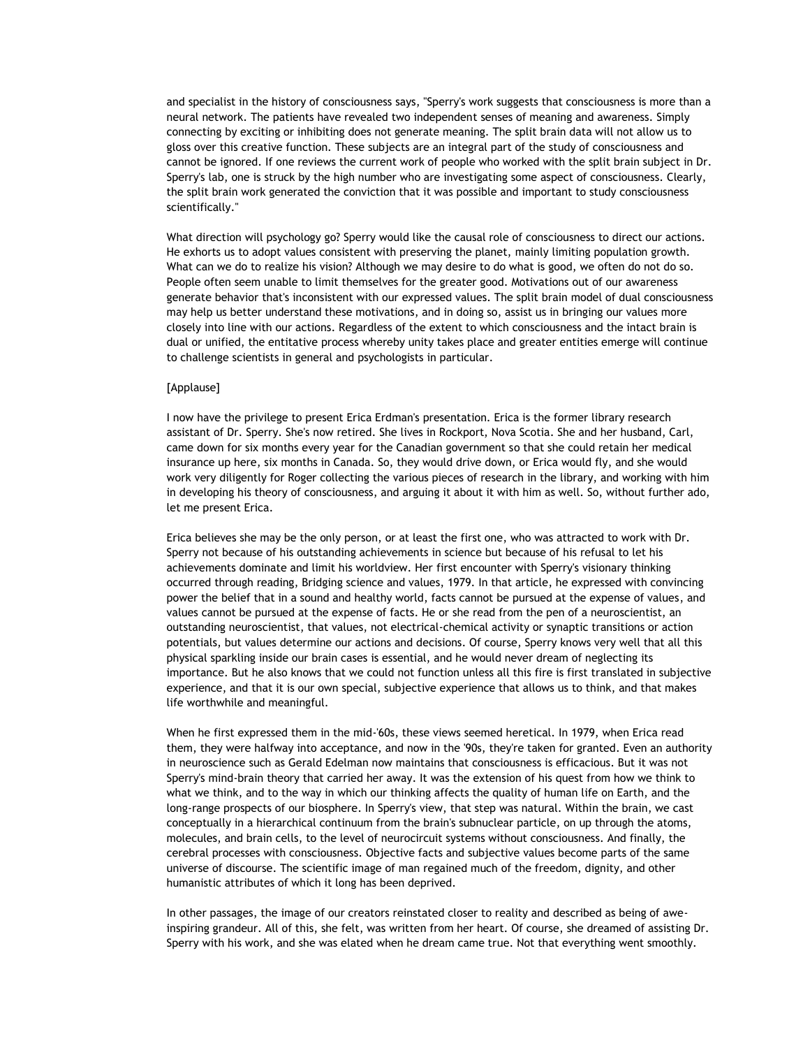and specialist in the history of consciousness says, "Sperry's work suggests that consciousness is more than a neural network. The patients have revealed two independent senses of meaning and awareness. Simply connecting by exciting or inhibiting does not generate meaning. The split brain data will not allow us to gloss over this creative function. These subjects are an integral part of the study of consciousness and cannot be ignored. If one reviews the current work of people who worked with the split brain subject in Dr. Sperry's lab, one is struck by the high number who are investigating some aspect of consciousness. Clearly, the split brain work generated the conviction that it was possible and important to study consciousness scientifically."

What direction will psychology go? Sperry would like the causal role of consciousness to direct our actions. He exhorts us to adopt values consistent with preserving the planet, mainly limiting population growth. What can we do to realize his vision? Although we may desire to do what is good, we often do not do so. People often seem unable to limit themselves for the greater good. Motivations out of our awareness generate behavior that's inconsistent with our expressed values. The split brain model of dual consciousness may help us better understand these motivations, and in doing so, assist us in bringing our values more closely into line with our actions. Regardless of the extent to which consciousness and the intact brain is dual or unified, the entitative process whereby unity takes place and greater entities emerge will continue to challenge scientists in general and psychologists in particular.

[Applause]

I now have the privilege to present Erica Erdman's presentation. Erica is the former library research assistant of Dr. Sperry. She's now retired. She lives in Rockport, Nova Scotia. She and her husband, Carl, came down for six months every year for the Canadian government so that she could retain her medical insurance up here, six months in Canada. So, they would drive down, or Erica would fly, and she would work very diligently for Roger collecting the various pieces of research in the library, and working with him in developing his theory of consciousness, and arguing it about it with him as well. So, without further ado, let me present Erica.

Erica believes she may be the only person, or at least the first one, who was attracted to work with Dr. Sperry not because of his outstanding achievements in science but because of his refusal to let his achievements dominate and limit his worldview. Her first encounter with Sperry's visionary thinking occurred through reading, Bridging science and values, 1979. In that article, he expressed with convincing power the belief that in a sound and healthy world, facts cannot be pursued at the expense of values, and values cannot be pursued at the expense of facts. He or she read from the pen of a neuroscientist, an outstanding neuroscientist, that values, not electrical-chemical activity or synaptic transitions or action potentials, but values determine our actions and decisions. Of course, Sperry knows very well that all this physical sparkling inside our brain cases is essential, and he would never dream of neglecting its importance. But he also knows that we could not function unless all this fire is first translated in subjective experience, and that it is our own special, subjective experience that allows us to think, and that makes life worthwhile and meaningful.

When he first expressed them in the mid-'60s, these views seemed heretical. In 1979, when Erica read them, they were halfway into acceptance, and now in the '90s, they're taken for granted. Even an authority in neuroscience such as Gerald Edelman now maintains that consciousness is efficacious. But it was not Sperry's mind-brain theory that carried her away. It was the extension of his quest from how we think to what we think, and to the way in which our thinking affects the quality of human life on Earth, and the long-range prospects of our biosphere. In Sperry's view, that step was natural. Within the brain, we cast conceptually in a hierarchical continuum from the brain's subnuclear particle, on up through the atoms, molecules, and brain cells, to the level of neurocircuit systems without consciousness. And finally, the cerebral processes with consciousness. Objective facts and subjective values become parts of the same universe of discourse. The scientific image of man regained much of the freedom, dignity, and other humanistic attributes of which it long has been deprived.

In other passages, the image of our creators reinstated closer to reality and described as being of awe-inspiring grandeur. All of this, she felt, was written from her heart. Of course, she dreamed of assisting Dr. Sperry with his work, and she was elated when he dream came true. Not that everything went smoothly.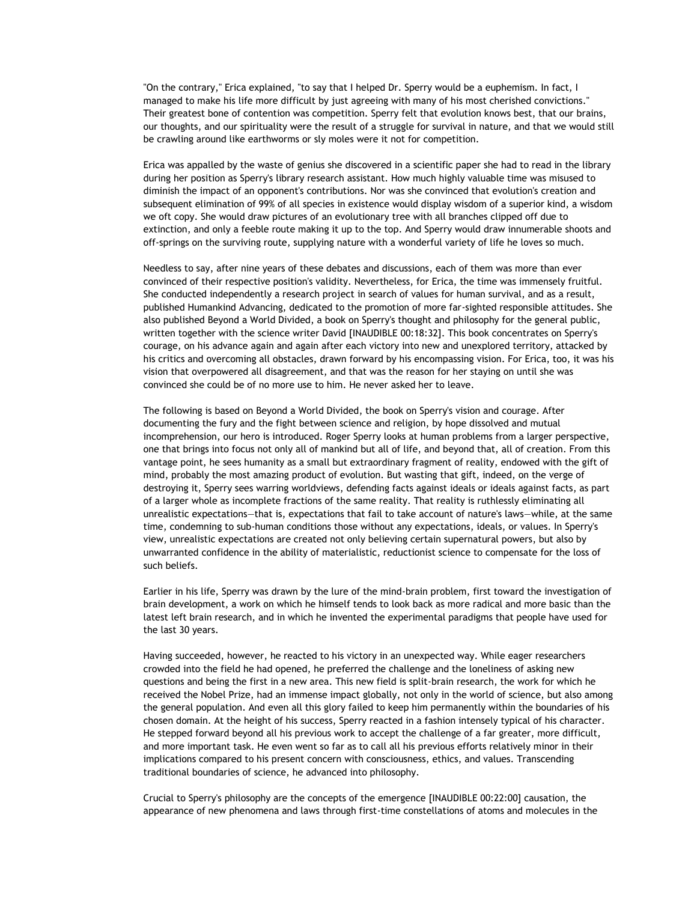"On the contrary," Erica explained, "to say that I helped Dr. Sperry would be a euphemism. In fact, I managed to make his life more difficult by just agreeing with many of his most cherished convictions." Their greatest bone of contention was competition. Sperry felt that evolution knows best, that our brains, our thoughts, and our spirituality were the result of a struggle for survival in nature, and that we would still be crawling around like earthworms or sly moles were it not for competition.

Erica was appalled by the waste of genius she discovered in a scientific paper she had to read in the library during her position as Sperry's library research assistant. How much highly valuable time was misused to diminish the impact of an opponent's contributions. Nor was she convinced that evolution's creation and subsequent elimination of 99% of all species in existence would display wisdom of a superior kind, a wisdom we oft copy. She would draw pictures of an evolutionary tree with all branches clipped off due to extinction, and only a feeble route making it up to the top. And Sperry would draw innumerable shoots and off-springs on the surviving route, supplying nature with a wonderful variety of life he loves so much.

Needless to say, after nine years of these debates and discussions, each of them was more than ever convinced of their respective position's validity. Nevertheless, for Erica, the time was immensely fruitful. She conducted independently a research project in search of values for human survival, and as a result, published Humankind Advancing, dedicated to the promotion of more far-sighted responsible attitudes. She also published Beyond a World Divided, a book on Sperry's thought and philosophy for the general public, written together with the science writer David [INAUDIBLE 00:18:32]. This book concentrates on Sperry's courage, on his advance again and again after each victory into new and unexplored territory, attacked by his critics and overcoming all obstacles, drawn forward by his encompassing vision. For Erica, too, it was his vision that overpowered all disagreement, and that was the reason for her staying on until she was convinced she could be of no more use to him. He never asked her to leave.

The following is based on Beyond a World Divided, the book on Sperry's vision and courage. After documenting the fury and the fight between science and religion, by hope dissolved and mutual incomprehension, our hero is introduced. Roger Sperry looks at human problems from a larger perspective, one that brings into focus not only all of mankind but all of life, and beyond that, all of creation. From this vantage point, he sees humanity as a small but extraordinary fragment of reality, endowed with the gift of mind, probably the most amazing product of evolution. But wasting that gift, indeed, on the verge of destroying it, Sperry sees warring worldviews, defending facts against ideals or ideals against facts, as part of a larger whole as incomplete fractions of the same reality. That reality is ruthlessly eliminating all unrealistic expectations—that is, expectations that fail to take account of nature's laws—while, at the same time, condemning to sub-human conditions those without any expectations, ideals, or values. In Sperry's view, unrealistic expectations are created not only believing certain supernatural powers, but also by unwarranted confidence in the ability of materialistic, reductionist science to compensate for the loss of such beliefs.

Earlier in his life, Sperry was drawn by the lure of the mind-brain problem, first toward the investigation of brain development, a work on which he himself tends to look back as more radical and more basic than the latest left brain research, and in which he invented the experimental paradigms that people have used for the last 30 years.

Having succeeded, however, he reacted to his victory in an unexpected way. While eager researchers crowded into the field he had opened, he preferred the challenge and the loneliness of asking new questions and being the first in a new area. This new field is split-brain research, the work for which he received the Nobel Prize, had an immense impact globally, not only in the world of science, but also among the general population. And even all this glory failed to keep him permanently within the boundaries of his chosen domain. At the height of his success, Sperry reacted in a fashion intensely typical of his character. He stepped forward beyond all his previous work to accept the challenge of a far greater, more difficult, and more important task. He even went so far as to call all his previous efforts relatively minor in their implications compared to his present concern with consciousness, ethics, and values. Transcending traditional boundaries of science, he advanced into philosophy.

Crucial to Sperry's philosophy are the concepts of the emergence [INAUDIBLE 00:22:00] causation, the appearance of new phenomena and laws through first-time constellations of atoms and molecules in the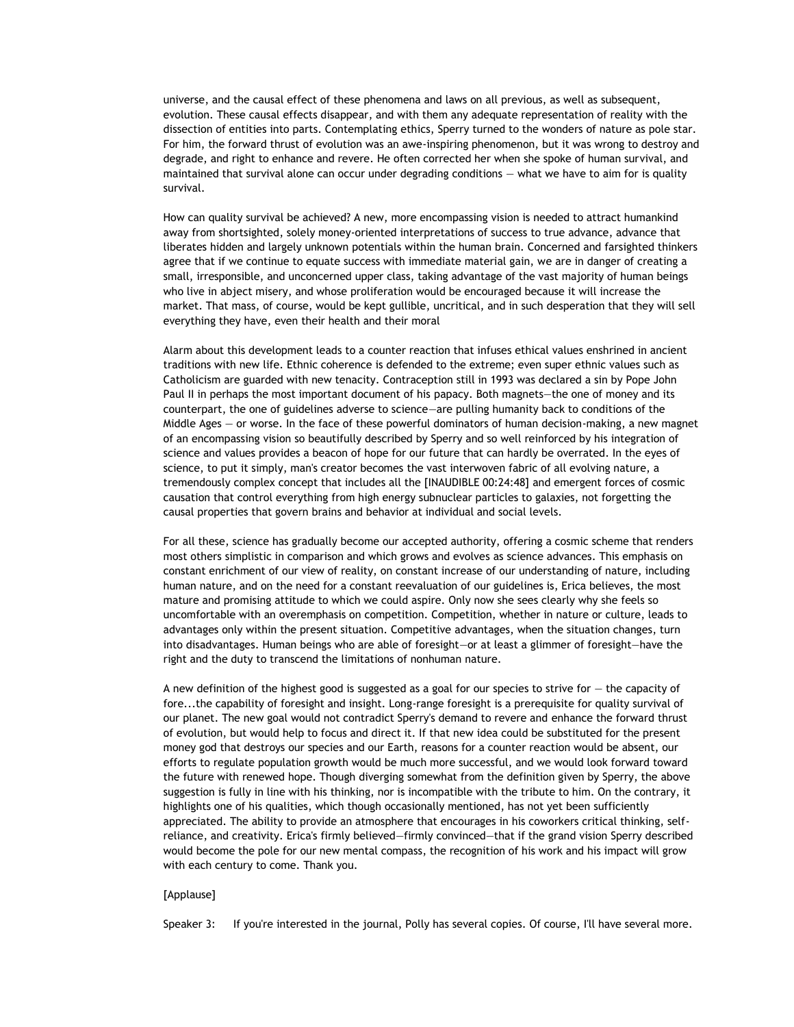universe, and the causal effect of these phenomena and laws on all previous, as well as subsequent, evolution. These causal effects disappear, and with them any adequate representation of reality with the dissection of entities into parts. Contemplating ethics, Sperry turned to the wonders of nature as pole star. For him, the forward thrust of evolution was an awe-inspiring phenomenon, but it was wrong to destroy and degrade, and right to enhance and revere. He often corrected her when she spoke of human survival, and maintained that survival alone can occur under degrading conditions — what we have to aim for is quality survival.

How can quality survival be achieved? A new, more encompassing vision is needed to attract humankind away from shortsighted, solely money-oriented interpretations of success to true advance, advance that liberates hidden and largely unknown potentials within the human brain. Concerned and farsighted thinkers agree that if we continue to equate success with immediate material gain, we are in danger of creating a small, irresponsible, and unconcerned upper class, taking advantage of the vast majority of human beings who live in abject misery, and whose proliferation would be encouraged because it will increase the market. That mass, of course, would be kept gullible, uncritical, and in such desperation that they will sell everything they have, even their health and their moral

Alarm about this development leads to a counter reaction that infuses ethical values enshrined in ancient traditions with new life. Ethnic coherence is defended to the extreme; even super ethnic values such as Catholicism are guarded with new tenacity. Contraception still in 1993 was declared a sin by Pope John Paul II in perhaps the most important document of his papacy. Both magnets—the one of money and its counterpart, the one of guidelines adverse to science—are pulling humanity back to conditions of the Middle Ages — or worse. In the face of these powerful dominators of human decision-making, a new magnet of an encompassing vision so beautifully described by Sperry and so well reinforced by his integration of science and values provides a beacon of hope for our future that can hardly be overrated. In the eyes of science, to put it simply, man's creator becomes the vast interwoven fabric of all evolving nature, a tremendously complex concept that includes all the [INAUDIBLE 00:24:48] and emergent forces of cosmic causation that control everything from high energy subnuclear particles to galaxies, not forgetting the causal properties that govern brains and behavior at individual and social levels.

For all these, science has gradually become our accepted authority, offering a cosmic scheme that renders most others simplistic in comparison and which grows and evolves as science advances. This emphasis on constant enrichment of our view of reality, on constant increase of our understanding of nature, including human nature, and on the need for a constant reevaluation of our guidelines is, Erica believes, the most mature and promising attitude to which we could aspire. Only now she sees clearly why she feels so uncomfortable with an overemphasis on competition. Competition, whether in nature or culture, leads to advantages only within the present situation. Competitive advantages, when the situation changes, turn into disadvantages. Human beings who are able of foresight—or at least a glimmer of foresight—have the right and the duty to transcend the limitations of nonhuman nature.

A new definition of the highest good is suggested as a goal for our species to strive for — the capacity of fore...the capability of foresight and insight. Long-range foresight is a prerequisite for quality survival of our planet. The new goal would not contradict Sperry's demand to revere and enhance the forward thrust of evolution, but would help to focus and direct it. If that new idea could be substituted for the present money god that destroys our species and our Earth, reasons for a counter reaction would be absent, our efforts to regulate population growth would be much more successful, and we would look forward toward the future with renewed hope. Though diverging somewhat from the definition given by Sperry, the above suggestion is fully in line with his thinking, nor is incompatible with the tribute to him. On the contrary, it highlights one of his qualities, which though occasionally mentioned, has not yet been sufficiently appreciated. The ability to provide an atmosphere that encourages in his coworkers critical thinking, self-reliance, and creativity. Erica's firmly believed—firmly convinced—that if the grand vision Sperry described would become the pole for our new mental compass, the recognition of his work and his impact will grow with each century to come. Thank you.

[Applause]

Speaker 3: If you're interested in the journal, Polly has several copies. Of course, I'll have several more.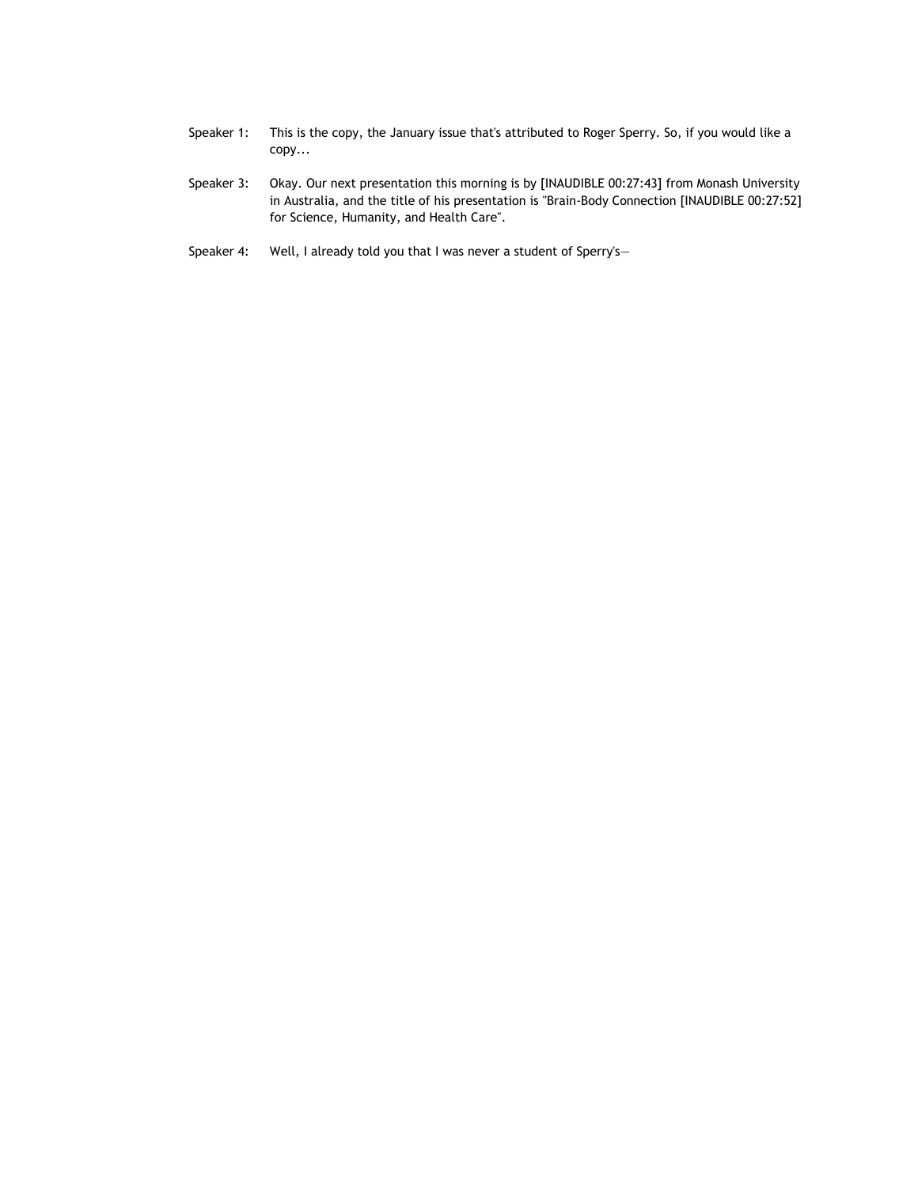Speaker 1: This is the copy, the January issue that's attributed to Roger Sperry. So, if you would like a copy...

Speaker 3: Okay. Our next presentation this morning is by [INAUDIBLE 00:27:43] from Monash University in Australia, and the title of his presentation is "Brain-Body Connection [INAUDIBLE 00:27:52] for Science, Humanity, and Health Care".

Speaker 4: Well, I already told you that I was never a student of Sperry's—